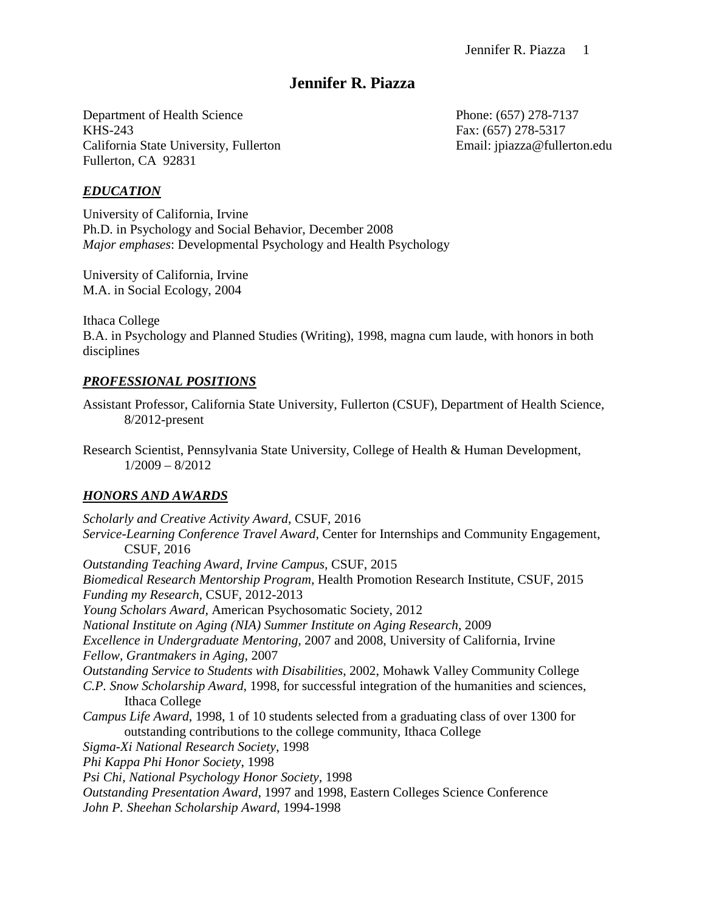# Jennifer R. Piazza

Department of Health Science
KHS-243
California State University, Fullerton
Fullerton, CA 92831

Phone: (657) 278-7137
Fax: (657) 278-5317
Email: jpiazza@fullerton.edu

## ***EDUCATION***

University of California, Irvine
Ph.D. in Psychology and Social Behavior, December 2008
*Major emphases*: Developmental Psychology and Health Psychology

University of California, Irvine
M.A. in Social Ecology, 2004

Ithaca College
B.A. in Psychology and Planned Studies (Writing), 1998, magna cum laude, with honors in both disciplines

## ***PROFESSIONAL POSITIONS***

Assistant Professor, California State University, Fullerton (CSUF), Department of Health Science, 8/2012-present

Research Scientist, Pennsylvania State University, College of Health & Human Development, 1/2009 – 8/2012

## ***HONORS AND AWARDS***

*Scholarly and Creative Activity Award*, CSUF, 2016
*Service-Learning Conference Travel Award*, Center for Internships and Community Engagement, CSUF, 2016
*Outstanding Teaching Award, Irvine Campus*, CSUF, 2015
*Biomedical Research Mentorship Program*, Health Promotion Research Institute, CSUF, 2015
*Funding my Research*, CSUF, 2012-2013
*Young Scholars Award*, American Psychosomatic Society, 2012
*National Institute on Aging (NIA) Summer Institute on Aging Research*, 2009
*Excellence in Undergraduate Mentoring*, 2007 and 2008, University of California, Irvine
*Fellow, Grantmakers in Aging*, 2007
*Outstanding Service to Students with Disabilities*, 2002, Mohawk Valley Community College
*C.P. Snow Scholarship Award*, 1998, for successful integration of the humanities and sciences, Ithaca College
*Campus Life Award*, 1998, 1 of 10 students selected from a graduating class of over 1300 for outstanding contributions to the college community, Ithaca College
*Sigma-Xi National Research Society*, 1998
*Phi Kappa Phi Honor Society*, 1998
*Psi Chi, National Psychology Honor Society*, 1998
*Outstanding Presentation Award*, 1997 and 1998, Eastern Colleges Science Conference
*John P. Sheehan Scholarship Award*, 1994-1998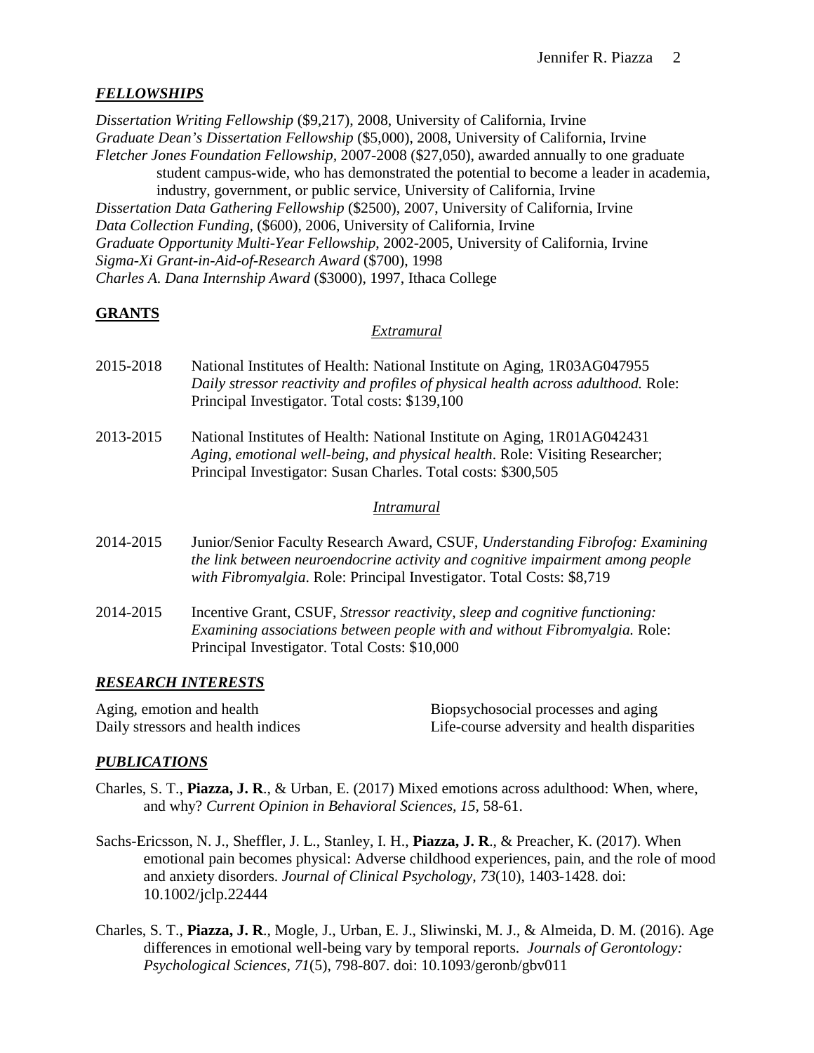## ***FELLOWSHIPS***

*Dissertation Writing Fellowship* ($9,217), 2008, University of California, Irvine
*Graduate Dean's Dissertation Fellowship* ($5,000), 2008, University of California, Irvine
*Fletcher Jones Foundation Fellowship,* 2007-2008 ($27,050), awarded annually to one graduate student campus-wide, who has demonstrated the potential to become a leader in academia, industry, government, or public service, University of California, Irvine
*Dissertation Data Gathering Fellowship* ($2500), 2007, University of California, Irvine
*Data Collection Funding,* ($600), 2006, University of California, Irvine
*Graduate Opportunity Multi-Year Fellowship*, 2002-2005, University of California, Irvine
*Sigma-Xi Grant-in-Aid-of-Research Award* ($700), 1998
*Charles A. Dana Internship Award* ($3000), 1997, Ithaca College

## **GRANTS**

### *Extramural*

2015-2018 National Institutes of Health: National Institute on Aging, 1R03AG047955 *Daily stressor reactivity and profiles of physical health across adulthood.* Role: Principal Investigator. Total costs: $139,100

2013-2015 National Institutes of Health: National Institute on Aging, 1R01AG042431 *Aging, emotional well-being, and physical health*. Role: Visiting Researcher; Principal Investigator: Susan Charles. Total costs: $300,505

### *Intramural*

2014-2015 Junior/Senior Faculty Research Award, CSUF, *Understanding Fibrofog: Examining the link between neuroendocrine activity and cognitive impairment among people with Fibromyalgia*. Role: Principal Investigator. Total Costs: $8,719

2014-2015 Incentive Grant, CSUF, *Stressor reactivity, sleep and cognitive functioning: Examining associations between people with and without Fibromyalgia.* Role: Principal Investigator. Total Costs: $10,000

## ***RESEARCH INTERESTS***

Aging, emotion and health
Daily stressors and health indices
Biopsychosocial processes and aging
Life-course adversity and health disparities

## ***PUBLICATIONS***

Charles, S. T., **Piazza, J. R**., & Urban, E. (2017) Mixed emotions across adulthood: When, where, and why? *Current Opinion in Behavioral Sciences, 15*, 58-61.

Sachs-Ericsson, N. J., Sheffler, J. L., Stanley, I. H., **Piazza, J. R**., & Preacher, K. (2017). When emotional pain becomes physical: Adverse childhood experiences, pain, and the role of mood and anxiety disorders. *Journal of Clinical Psychology, 73*(10), 1403-1428. doi: 10.1002/jclp.22444

Charles, S. T., **Piazza, J. R**., Mogle, J., Urban, E. J., Sliwinski, M. J., & Almeida, D. M. (2016). Age differences in emotional well-being vary by temporal reports. *Journals of Gerontology: Psychological Sciences, 71*(5), 798-807. doi: 10.1093/geronb/gbv011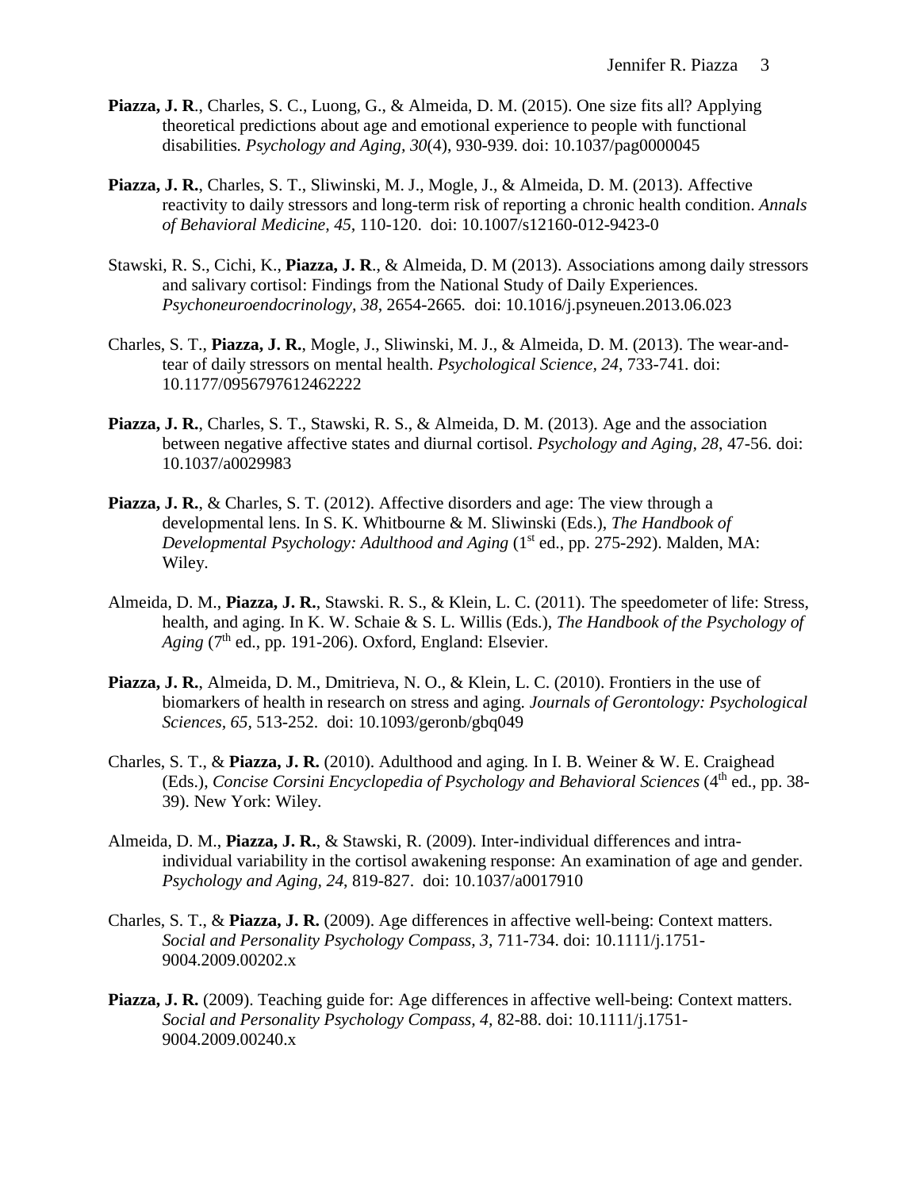**Piazza, J. R**., Charles, S. C., Luong, G., & Almeida, D. M. (2015). One size fits all? Applying theoretical predictions about age and emotional experience to people with functional disabilities*. Psychology and Aging, 30*(4), 930-939. doi: 10.1037/pag0000045

**Piazza, J. R.**, Charles, S. T., Sliwinski, M. J., Mogle, J., & Almeida, D. M. (2013). Affective reactivity to daily stressors and long-term risk of reporting a chronic health condition. *Annals of Behavioral Medicine, 45*, 110-120. doi: 10.1007/s12160-012-9423-0

Stawski, R. S., Cichi, K., **Piazza, J. R**., & Almeida, D. M (2013). Associations among daily stressors and salivary cortisol: Findings from the National Study of Daily Experiences. *Psychoneuroendocrinology, 38*, 2654-2665. doi: 10.1016/j.psyneuen.2013.06.023

Charles, S. T., **Piazza, J. R.**, Mogle, J., Sliwinski, M. J., & Almeida, D. M. (2013). The wear-and-tear of daily stressors on mental health. *Psychological Science, 24*, 733-741. doi: 10.1177/0956797612462222

**Piazza, J. R.**, Charles, S. T., Stawski, R. S., & Almeida, D. M. (2013). Age and the association between negative affective states and diurnal cortisol. *Psychology and Aging, 28*, 47-56. doi: 10.1037/a0029983

**Piazza, J. R.**, & Charles, S. T. (2012). Affective disorders and age: The view through a developmental lens. In S. K. Whitbourne & M. Sliwinski (Eds.), *The Handbook of Developmental Psychology: Adulthood and Aging* (1st ed., pp. 275-292). Malden, MA: Wiley.

Almeida, D. M., **Piazza, J. R.**, Stawski. R. S., & Klein, L. C. (2011). The speedometer of life: Stress, health, and aging. In K. W. Schaie & S. L. Willis (Eds.), *The Handbook of the Psychology of Aging* (7th ed., pp. 191-206). Oxford, England: Elsevier.

**Piazza, J. R.**, Almeida, D. M., Dmitrieva, N. O., & Klein, L. C. (2010). Frontiers in the use of biomarkers of health in research on stress and aging. *Journals of Gerontology: Psychological Sciences*, *65*, 513-252. doi: 10.1093/geronb/gbq049

Charles, S. T., & **Piazza, J. R.** (2010). Adulthood and aging*.* In I. B. Weiner & W. E. Craighead (Eds.), *Concise Corsini Encyclopedia of Psychology and Behavioral Sciences* (4th ed., pp. 38-39). New York: Wiley.

Almeida, D. M., **Piazza, J. R.**, & Stawski, R. (2009). Inter-individual differences and intra-individual variability in the cortisol awakening response: An examination of age and gender. *Psychology and Aging, 24*, 819-827. doi: 10.1037/a0017910

Charles, S. T., & **Piazza, J. R.** (2009). Age differences in affective well-being: Context matters. *Social and Personality Psychology Compass, 3*, 711-734. doi: 10.1111/j.1751-9004.2009.00202.x

**Piazza, J. R.** (2009). Teaching guide for: Age differences in affective well-being: Context matters. *Social and Personality Psychology Compass, 4*, 82-88. doi: 10.1111/j.1751-9004.2009.00240.x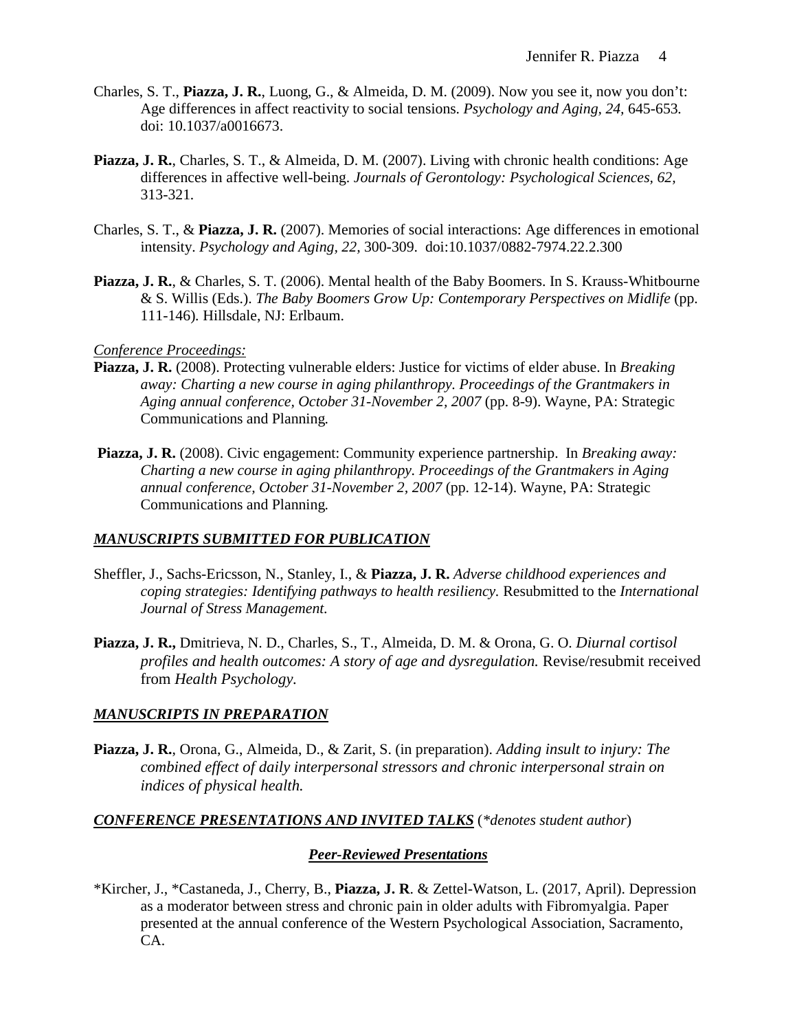Charles, S. T., **Piazza, J. R.**, Luong, G., & Almeida, D. M. (2009). Now you see it, now you don't: Age differences in affect reactivity to social tensions. *Psychology and Aging, 24,* 645-653. doi: 10.1037/a0016673.

**Piazza, J. R.**, Charles, S. T., & Almeida, D. M. (2007). Living with chronic health conditions: Age differences in affective well-being. *Journals of Gerontology: Psychological Sciences, 62*, 313-321.

Charles, S. T., & **Piazza, J. R.** (2007). Memories of social interactions: Age differences in emotional intensity. *Psychology and Aging, 22,* 300-309. doi:10.1037/0882-7974.22.2.300

**Piazza, J. R.**, & Charles, S. T. (2006). Mental health of the Baby Boomers. In S. Krauss-Whitbourne & S. Willis (Eds.). *The Baby Boomers Grow Up: Contemporary Perspectives on Midlife* (pp. 111-146). Hillsdale, NJ: Erlbaum.

*Conference Proceedings:*

**Piazza, J. R.** (2008). Protecting vulnerable elders: Justice for victims of elder abuse. In *Breaking away: Charting a new course in aging philanthropy. Proceedings of the Grantmakers in Aging annual conference, October 31-November 2, 2007* (pp. 8-9). Wayne, PA: Strategic Communications and Planning.

**Piazza, J. R.** (2008). Civic engagement: Community experience partnership. In *Breaking away: Charting a new course in aging philanthropy. Proceedings of the Grantmakers in Aging annual conference, October 31-November 2, 2007* (pp. 12-14). Wayne, PA: Strategic Communications and Planning.

## *MANUSCRIPTS SUBMITTED FOR PUBLICATION*

Sheffler, J., Sachs-Ericsson, N., Stanley, I., & **Piazza, J. R.** *Adverse childhood experiences and coping strategies: Identifying pathways to health resiliency.* Resubmitted to the *International Journal of Stress Management.*

**Piazza, J. R.,** Dmitrieva, N. D., Charles, S., T., Almeida, D. M. & Orona, G. O. *Diurnal cortisol profiles and health outcomes: A story of age and dysregulation.* Revise/resubmit received from *Health Psychology.*

## *MANUSCRIPTS IN PREPARATION*

**Piazza, J. R.**, Orona, G., Almeida, D., & Zarit, S. (in preparation). *Adding insult to injury: The combined effect of daily interpersonal stressors and chronic interpersonal strain on indices of physical health.*

## *CONFERENCE PRESENTATIONS AND INVITED TALKS* (*\*denotes student author*)

### *Peer-Reviewed Presentations*

*Kircher, J., *Castaneda, J., Cherry, B., **Piazza, J. R**. & Zettel-Watson, L. (2017, April). Depression as a moderator between stress and chronic pain in older adults with Fibromyalgia. Paper presented at the annual conference of the Western Psychological Association, Sacramento, CA.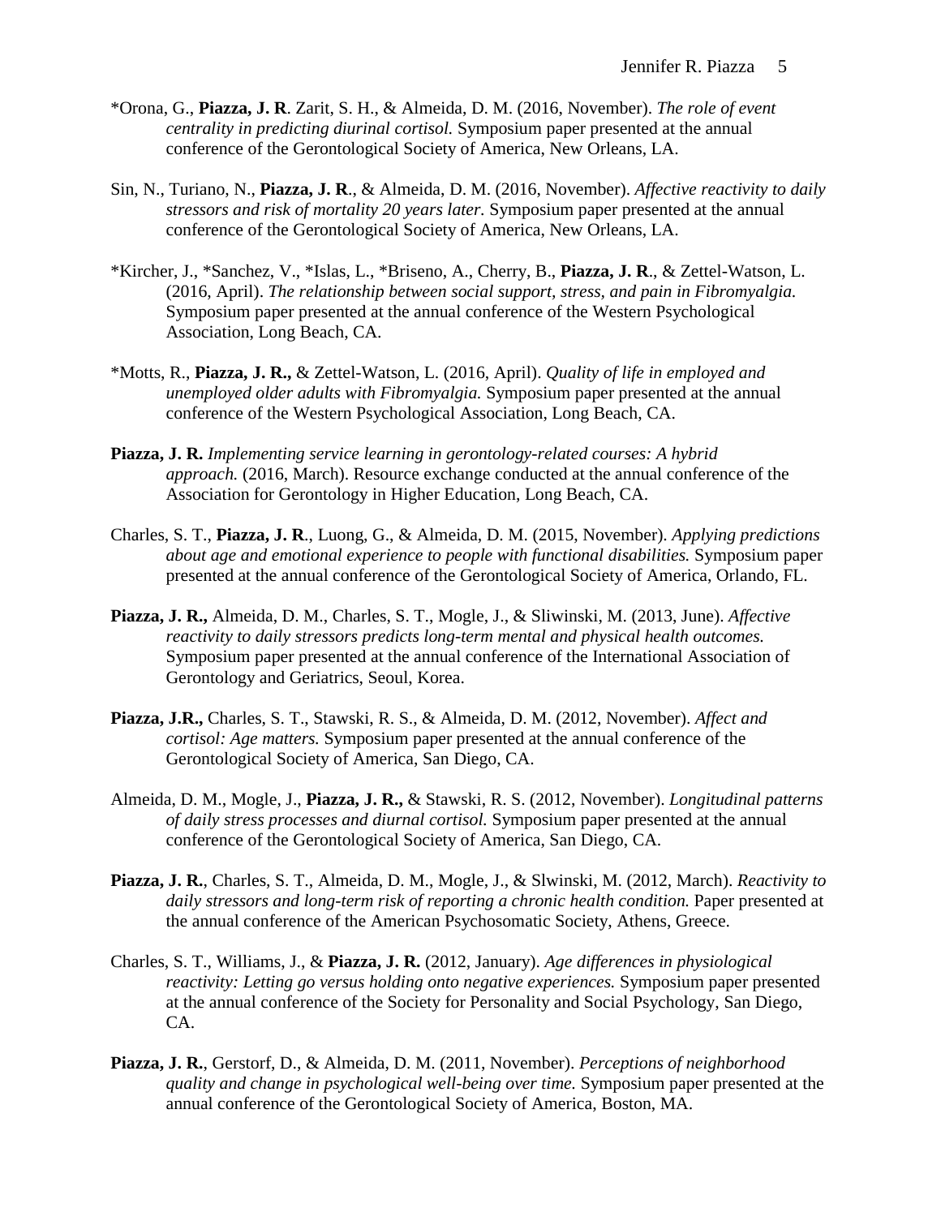*Orona, G., **Piazza, J. R**. Zarit, S. H., & Almeida, D. M. (2016, November). *The role of event centrality in predicting diurinal cortisol.* Symposium paper presented at the annual conference of the Gerontological Society of America, New Orleans, LA.

Sin, N., Turiano, N., **Piazza, J. R**., & Almeida, D. M. (2016, November). *Affective reactivity to daily stressors and risk of mortality 20 years later.* Symposium paper presented at the annual conference of the Gerontological Society of America, New Orleans, LA.

*Kircher, J., *Sanchez, V., *Islas, L., *Briseno, A., Cherry, B., **Piazza, J. R**., & Zettel-Watson, L. (2016, April). *The relationship between social support, stress, and pain in Fibromyalgia.* Symposium paper presented at the annual conference of the Western Psychological Association, Long Beach, CA.

*Motts, R., **Piazza, J. R.,** & Zettel-Watson, L. (2016, April). *Quality of life in employed and unemployed older adults with Fibromyalgia.* Symposium paper presented at the annual conference of the Western Psychological Association, Long Beach, CA.

**Piazza, J. R.** *Implementing service learning in gerontology-related courses: A hybrid approach.* (2016, March). Resource exchange conducted at the annual conference of the Association for Gerontology in Higher Education, Long Beach, CA.

Charles, S. T., **Piazza, J. R**., Luong, G., & Almeida, D. M. (2015, November). *Applying predictions about age and emotional experience to people with functional disabilities.* Symposium paper presented at the annual conference of the Gerontological Society of America, Orlando, FL.

**Piazza, J. R.,** Almeida, D. M., Charles, S. T., Mogle, J., & Sliwinski, M. (2013, June). *Affective reactivity to daily stressors predicts long-term mental and physical health outcomes.* Symposium paper presented at the annual conference of the International Association of Gerontology and Geriatrics, Seoul, Korea.

**Piazza, J.R.,** Charles, S. T., Stawski, R. S., & Almeida, D. M. (2012, November). *Affect and cortisol: Age matters.* Symposium paper presented at the annual conference of the Gerontological Society of America, San Diego, CA.

Almeida, D. M., Mogle, J., **Piazza, J. R.,** & Stawski, R. S. (2012, November). *Longitudinal patterns of daily stress processes and diurnal cortisol.* Symposium paper presented at the annual conference of the Gerontological Society of America, San Diego, CA.

**Piazza, J. R.**, Charles, S. T., Almeida, D. M., Mogle, J., & Slwinski, M. (2012, March). *Reactivity to daily stressors and long-term risk of reporting a chronic health condition.* Paper presented at the annual conference of the American Psychosomatic Society, Athens, Greece.

Charles, S. T., Williams, J., & **Piazza, J. R.** (2012, January). *Age differences in physiological reactivity: Letting go versus holding onto negative experiences.* Symposium paper presented at the annual conference of the Society for Personality and Social Psychology, San Diego, CA.

**Piazza, J. R.**, Gerstorf, D., & Almeida, D. M. (2011, November). *Perceptions of neighborhood quality and change in psychological well-being over time.* Symposium paper presented at the annual conference of the Gerontological Society of America, Boston, MA.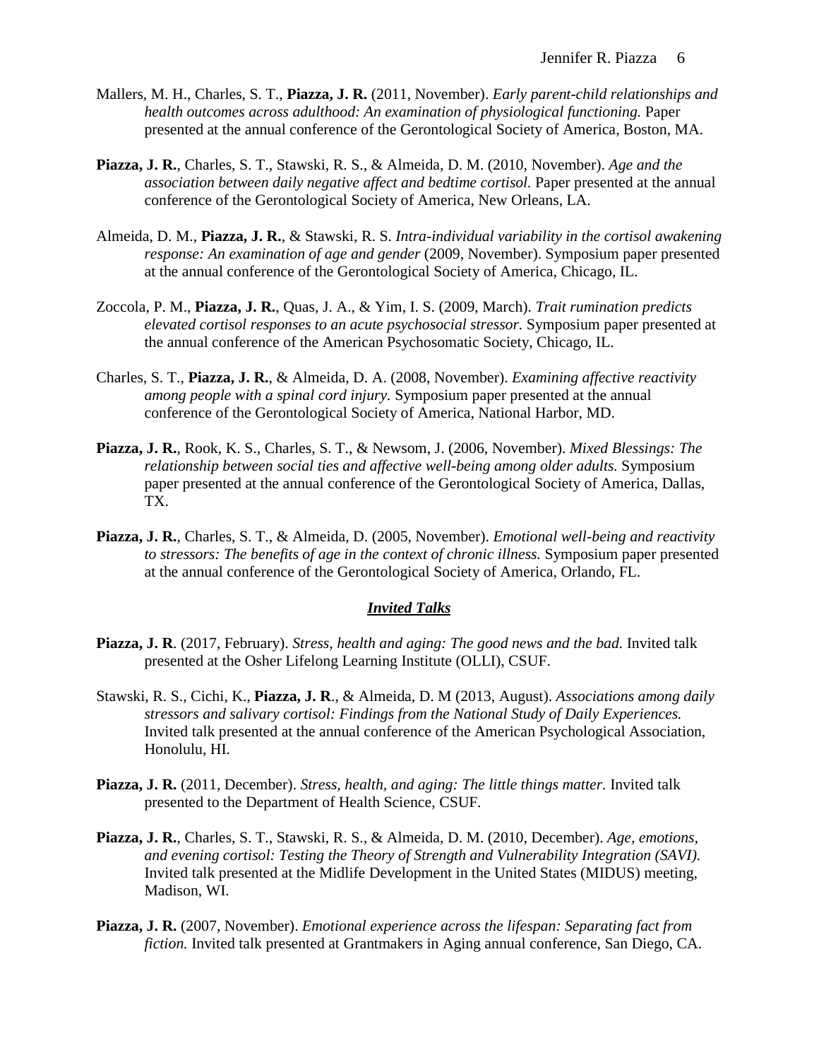Mallers, M. H., Charles, S. T., **Piazza, J. R.** (2011, November). *Early parent-child relationships and health outcomes across adulthood: An examination of physiological functioning.* Paper presented at the annual conference of the Gerontological Society of America, Boston, MA.

**Piazza, J. R.**, Charles, S. T., Stawski, R. S., & Almeida, D. M. (2010, November). *Age and the association between daily negative affect and bedtime cortisol.* Paper presented at the annual conference of the Gerontological Society of America, New Orleans, LA.

Almeida, D. M., **Piazza, J. R.**, & Stawski, R. S. *Intra-individual variability in the cortisol awakening response: An examination of age and gender* (2009, November). Symposium paper presented at the annual conference of the Gerontological Society of America, Chicago, IL.

Zoccola, P. M., **Piazza, J. R.**, Quas, J. A., & Yim, I. S. (2009, March). *Trait rumination predicts elevated cortisol responses to an acute psychosocial stressor.* Symposium paper presented at the annual conference of the American Psychosomatic Society, Chicago, IL.

Charles, S. T., **Piazza, J. R.**, & Almeida, D. A. (2008, November). *Examining affective reactivity among people with a spinal cord injury.* Symposium paper presented at the annual conference of the Gerontological Society of America, National Harbor, MD.

**Piazza, J. R.**, Rook, K. S., Charles, S. T., & Newsom, J. (2006, November). *Mixed Blessings: The relationship between social ties and affective well-being among older adults.* Symposium paper presented at the annual conference of the Gerontological Society of America, Dallas, TX.

**Piazza, J. R.**, Charles, S. T., & Almeida, D. (2005, November). *Emotional well-being and reactivity to stressors: The benefits of age in the context of chronic illness.* Symposium paper presented at the annual conference of the Gerontological Society of America, Orlando, FL.

## ***Invited Talks***

**Piazza, J. R**. (2017, February). *Stress, health and aging: The good news and the bad.* Invited talk presented at the Osher Lifelong Learning Institute (OLLI), CSUF.

Stawski, R. S., Cichi, K., **Piazza, J. R**., & Almeida, D. M (2013, August). *Associations among daily stressors and salivary cortisol: Findings from the National Study of Daily Experiences.* Invited talk presented at the annual conference of the American Psychological Association, Honolulu, HI.

**Piazza, J. R.** (2011, December). *Stress, health, and aging: The little things matter.* Invited talk presented to the Department of Health Science, CSUF.

**Piazza, J. R.**, Charles, S. T., Stawski, R. S., & Almeida, D. M. (2010, December). *Age, emotions, and evening cortisol: Testing the Theory of Strength and Vulnerability Integration (SAVI).* Invited talk presented at the Midlife Development in the United States (MIDUS) meeting, Madison, WI.

**Piazza, J. R.** (2007, November). *Emotional experience across the lifespan: Separating fact from fiction.* Invited talk presented at Grantmakers in Aging annual conference, San Diego, CA.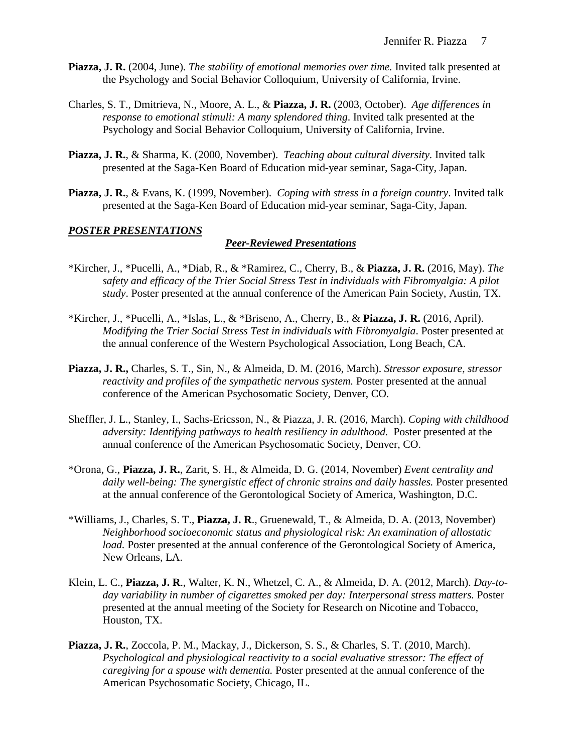**Piazza, J. R.** (2004, June). *The stability of emotional memories over time.* Invited talk presented at the Psychology and Social Behavior Colloquium, University of California, Irvine.

Charles, S. T., Dmitrieva, N., Moore, A. L., & **Piazza, J. R.** (2003, October). *Age differences in response to emotional stimuli: A many splendored thing*. Invited talk presented at the Psychology and Social Behavior Colloquium, University of California, Irvine.

**Piazza, J. R.**, & Sharma, K. (2000, November). *Teaching about cultural diversity.* Invited talk presented at the Saga-Ken Board of Education mid-year seminar, Saga-City, Japan.

**Piazza, J. R.**, & Evans, K. (1999, November). *Coping with stress in a foreign country*. Invited talk presented at the Saga-Ken Board of Education mid-year seminar, Saga-City, Japan.

## ***POSTER PRESENTATIONS***

### ***Peer-Reviewed Presentations***

*Kircher, J., *Pucelli, A., *Diab, R., & *Ramirez, C., Cherry, B., & **Piazza, J. R.** (2016, May). *The safety and efficacy of the Trier Social Stress Test in individuals with Fibromyalgia: A pilot study*. Poster presented at the annual conference of the American Pain Society, Austin, TX.

*Kircher, J., *Pucelli, A., *Islas, L., & *Briseno, A., Cherry, B., & **Piazza, J. R.** (2016, April). *Modifying the Trier Social Stress Test in individuals with Fibromyalgia*. Poster presented at the annual conference of the Western Psychological Association, Long Beach, CA.

**Piazza, J. R.,** Charles, S. T., Sin, N., & Almeida, D. M. (2016, March). *Stressor exposure, stressor reactivity and profiles of the sympathetic nervous system.* Poster presented at the annual conference of the American Psychosomatic Society, Denver, CO.

Sheffler, J. L., Stanley, I., Sachs-Ericsson, N., & Piazza, J. R. (2016, March). *Coping with childhood adversity: Identifying pathways to health resiliency in adulthood.* Poster presented at the annual conference of the American Psychosomatic Society, Denver, CO.

*Orona, G., **Piazza, J. R.**, Zarit, S. H., & Almeida, D. G. (2014, November) *Event centrality and daily well-being: The synergistic effect of chronic strains and daily hassles.* Poster presented at the annual conference of the Gerontological Society of America, Washington, D.C.

*Williams, J., Charles, S. T., **Piazza, J. R**., Gruenewald, T., & Almeida, D. A. (2013, November) *Neighborhood socioeconomic status and physiological risk: An examination of allostatic load.* Poster presented at the annual conference of the Gerontological Society of America, New Orleans, LA.

Klein, L. C., **Piazza, J. R**., Walter, K. N., Whetzel, C. A., & Almeida, D. A. (2012, March). *Day-to-day variability in number of cigarettes smoked per day: Interpersonal stress matters.* Poster presented at the annual meeting of the Society for Research on Nicotine and Tobacco, Houston, TX.

**Piazza, J. R.**, Zoccola, P. M., Mackay, J., Dickerson, S. S., & Charles, S. T. (2010, March). *Psychological and physiological reactivity to a social evaluative stressor: The effect of caregiving for a spouse with dementia.* Poster presented at the annual conference of the American Psychosomatic Society, Chicago, IL.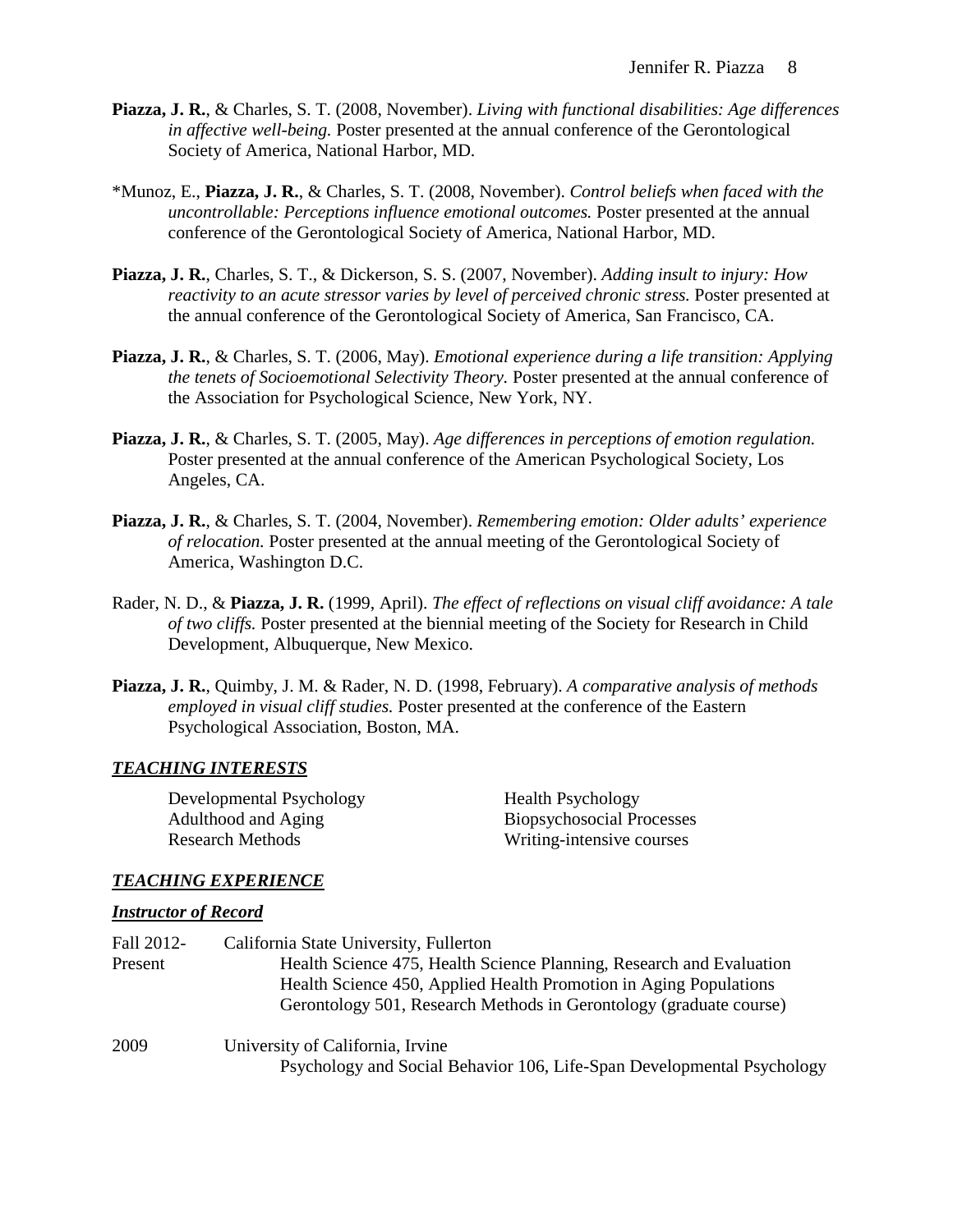**Piazza, J. R.**, & Charles, S. T. (2008, November). *Living with functional disabilities: Age differences in affective well-being.* Poster presented at the annual conference of the Gerontological Society of America, National Harbor, MD.

*Munoz, E., **Piazza, J. R.**, & Charles, S. T. (2008, November). *Control beliefs when faced with the uncontrollable: Perceptions influence emotional outcomes.* Poster presented at the annual conference of the Gerontological Society of America, National Harbor, MD.

**Piazza, J. R.**, Charles, S. T., & Dickerson, S. S. (2007, November). *Adding insult to injury: How reactivity to an acute stressor varies by level of perceived chronic stress.* Poster presented at the annual conference of the Gerontological Society of America, San Francisco, CA.

**Piazza, J. R.**, & Charles, S. T. (2006, May). *Emotional experience during a life transition: Applying the tenets of Socioemotional Selectivity Theory.* Poster presented at the annual conference of the Association for Psychological Science, New York, NY.

**Piazza, J. R.**, & Charles, S. T. (2005, May). *Age differences in perceptions of emotion regulation.* Poster presented at the annual conference of the American Psychological Society, Los Angeles, CA.

**Piazza, J. R.**, & Charles, S. T. (2004, November). *Remembering emotion: Older adults' experience of relocation.* Poster presented at the annual meeting of the Gerontological Society of America, Washington D.C.

Rader, N. D., & **Piazza, J. R.** (1999, April). *The effect of reflections on visual cliff avoidance: A tale of two cliffs.* Poster presented at the biennial meeting of the Society for Research in Child Development, Albuquerque, New Mexico.

**Piazza, J. R.**, Quimby, J. M. & Rader, N. D. (1998, February). *A comparative analysis of methods employed in visual cliff studies.* Poster presented at the conference of the Eastern Psychological Association, Boston, MA.

## ***TEACHING INTERESTS***

- Developmental Psychology
- Adulthood and Aging
- Research Methods
- Health Psychology
- Biopsychosocial Processes
- Writing-intensive courses

## ***TEACHING EXPERIENCE***

### ***Instructor of Record***

Fall 2012-Present — California State University, Fullerton
- Health Science 475, Health Science Planning, Research and Evaluation
- Health Science 450, Applied Health Promotion in Aging Populations
- Gerontology 501, Research Methods in Gerontology (graduate course)

2009 — University of California, Irvine
- Psychology and Social Behavior 106, Life-Span Developmental Psychology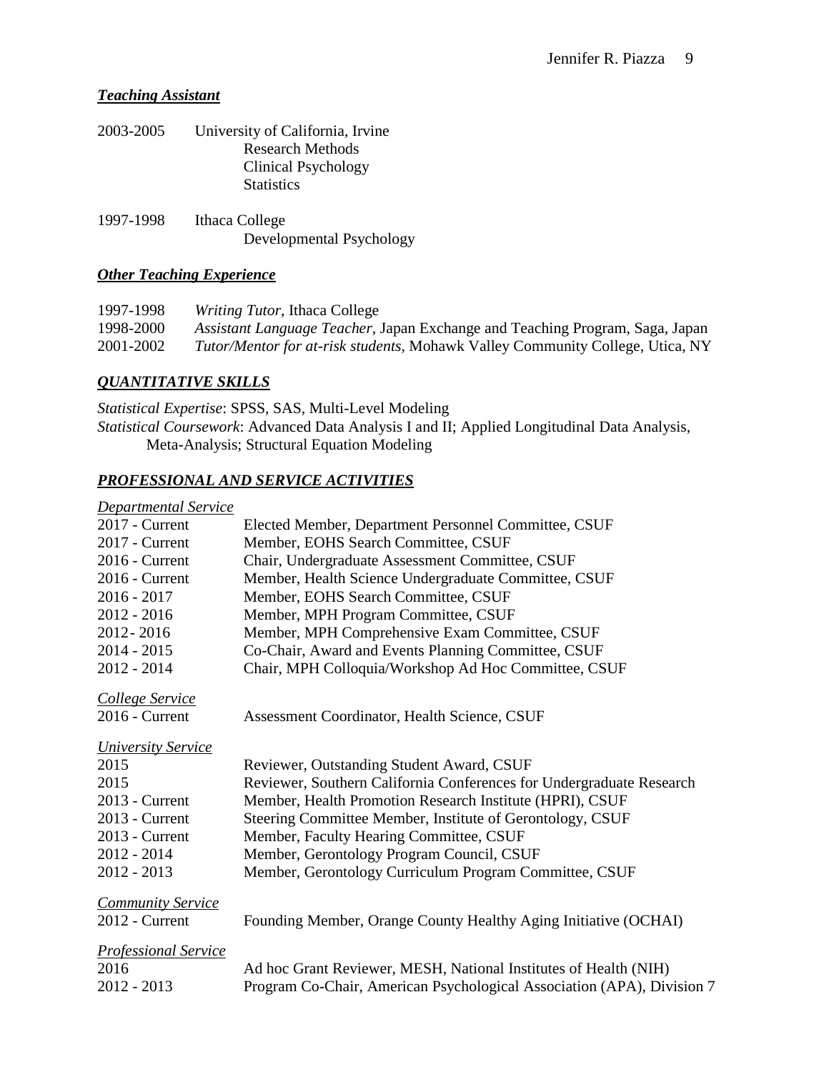### ***Teaching Assistant***

2003-2005 University of California, Irvine
 Research Methods
 Clinical Psychology
 Statistics

1997-1998 Ithaca College
 Developmental Psychology

### ***Other Teaching Experience***

1997-1998 *Writing Tutor*, Ithaca College
1998-2000 *Assistant Language Teacher*, Japan Exchange and Teaching Program, Saga, Japan
2001-2002 *Tutor/Mentor for at-risk students*, Mohawk Valley Community College, Utica, NY

## ***QUANTITATIVE SKILLS***

*Statistical Expertise*: SPSS, SAS, Multi-Level Modeling
*Statistical Coursework*: Advanced Data Analysis I and II; Applied Longitudinal Data Analysis, Meta-Analysis; Structural Equation Modeling

## ***PROFESSIONAL AND SERVICE ACTIVITIES***

*Departmental Service*

2017 - Current Elected Member, Department Personnel Committee, CSUF
2017 - Current Member, EOHS Search Committee, CSUF
2016 - Current Chair, Undergraduate Assessment Committee, CSUF
2016 - Current Member, Health Science Undergraduate Committee, CSUF
2016 - 2017 Member, EOHS Search Committee, CSUF
2012 - 2016 Member, MPH Program Committee, CSUF
2012 - 2016 Member, MPH Comprehensive Exam Committee, CSUF
2014 - 2015 Co-Chair, Award and Events Planning Committee, CSUF
2012 - 2014 Chair, MPH Colloquia/Workshop Ad Hoc Committee, CSUF

*College Service*

2016 - Current Assessment Coordinator, Health Science, CSUF

*University Service*

2015 Reviewer, Outstanding Student Award, CSUF
2015 Reviewer, Southern California Conferences for Undergraduate Research
2013 - Current Member, Health Promotion Research Institute (HPRI), CSUF
2013 - Current Steering Committee Member, Institute of Gerontology, CSUF
2013 - Current Member, Faculty Hearing Committee, CSUF
2012 - 2014 Member, Gerontology Program Council, CSUF
2012 - 2013 Member, Gerontology Curriculum Program Committee, CSUF

*Community Service*

2012 - Current Founding Member, Orange County Healthy Aging Initiative (OCHAI)

*Professional Service*

2016 Ad hoc Grant Reviewer, MESH, National Institutes of Health (NIH)
2012 - 2013 Program Co-Chair, American Psychological Association (APA), Division 7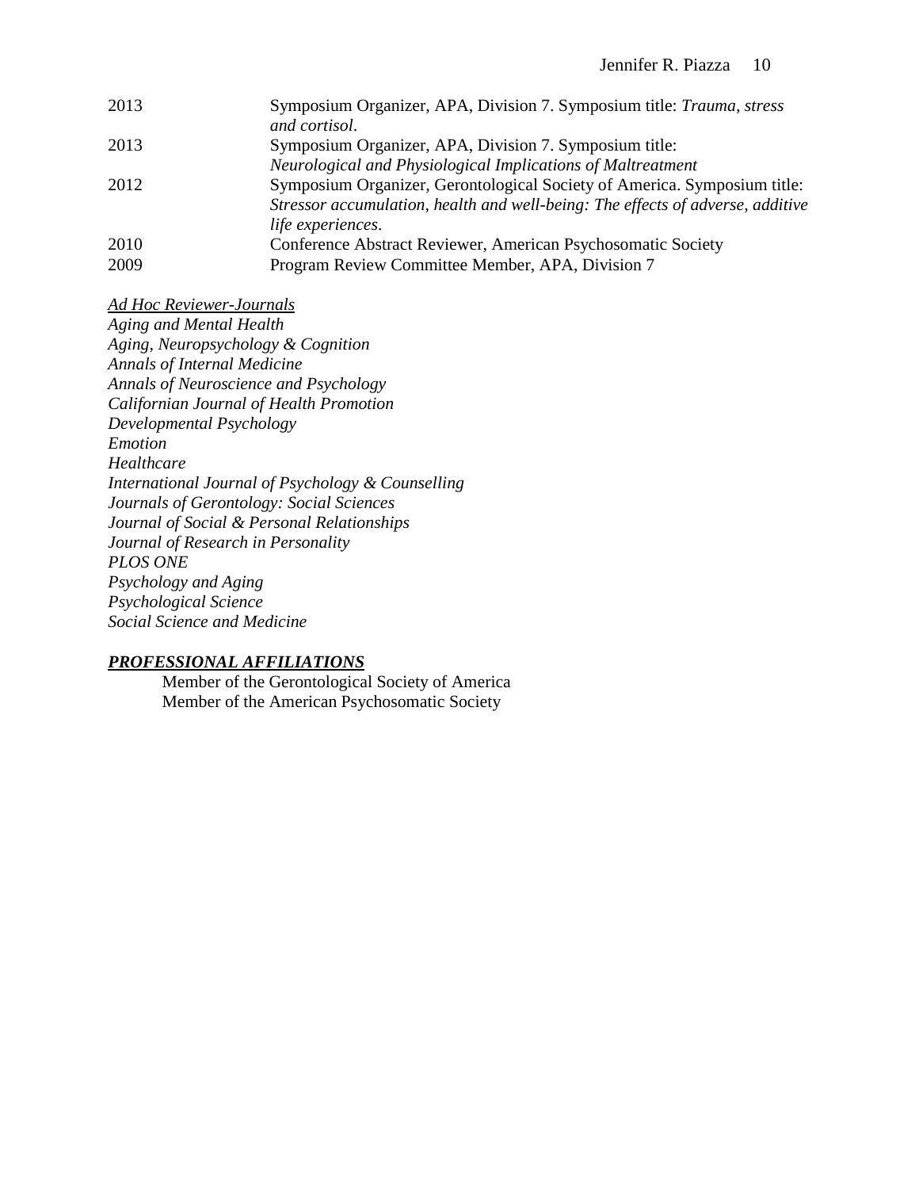| | |
|---|---|
| 2013 | Symposium Organizer, APA, Division 7. Symposium title: *Trauma, stress and cortisol*. |
| 2013 | Symposium Organizer, APA, Division 7. Symposium title: *Neurological and Physiological Implications of Maltreatment* |
| 2012 | Symposium Organizer, Gerontological Society of America. Symposium title: *Stressor accumulation, health and well-being: The effects of adverse, additive life experiences*. |
| 2010 | Conference Abstract Reviewer, American Psychosomatic Society |
| 2009 | Program Review Committee Member, APA, Division 7 |

*Ad Hoc Reviewer-Journals*

*Aging and Mental Health*
*Aging, Neuropsychology & Cognition*
*Annals of Internal Medicine*
*Annals of Neuroscience and Psychology*
*Californian Journal of Health Promotion*
*Developmental Psychology*
*Emotion*
*Healthcare*
*International Journal of Psychology & Counselling*
*Journals of Gerontology: Social Sciences*
*Journal of Social & Personal Relationships*
*Journal of Research in Personality*
*PLOS ONE*
*Psychology and Aging*
*Psychological Science*
*Social Science and Medicine*

## ***PROFESSIONAL AFFILIATIONS***

Member of the Gerontological Society of America
Member of the American Psychosomatic Society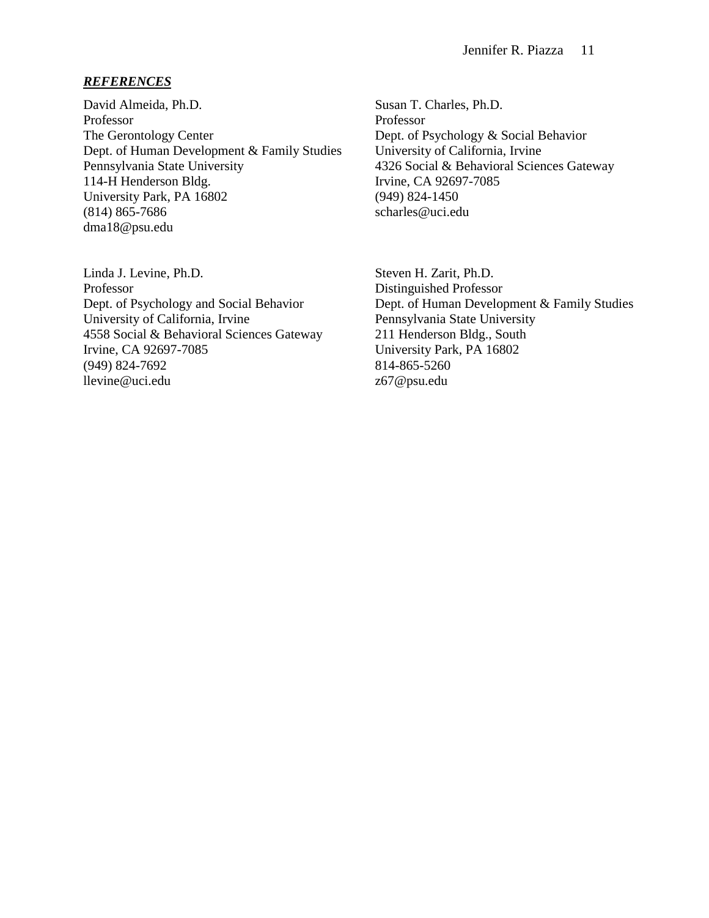***REFERENCES***

David Almeida, Ph.D.
Professor
The Gerontology Center
Dept. of Human Development & Family Studies
Pennsylvania State University
114-H Henderson Bldg.
University Park, PA 16802
(814) 865-7686
dma18@psu.edu

Susan T. Charles, Ph.D.
Professor
Dept. of Psychology & Social Behavior
University of California, Irvine
4326 Social & Behavioral Sciences Gateway
Irvine, CA 92697-7085
(949) 824-1450
scharles@uci.edu

Linda J. Levine, Ph.D.
Professor
Dept. of Psychology and Social Behavior
University of California, Irvine
4558 Social & Behavioral Sciences Gateway
Irvine, CA 92697-7085
(949) 824-7692
llevine@uci.edu

Steven H. Zarit, Ph.D.
Distinguished Professor
Dept. of Human Development & Family Studies
Pennsylvania State University
211 Henderson Bldg., South
University Park, PA 16802
814-865-5260
z67@psu.edu